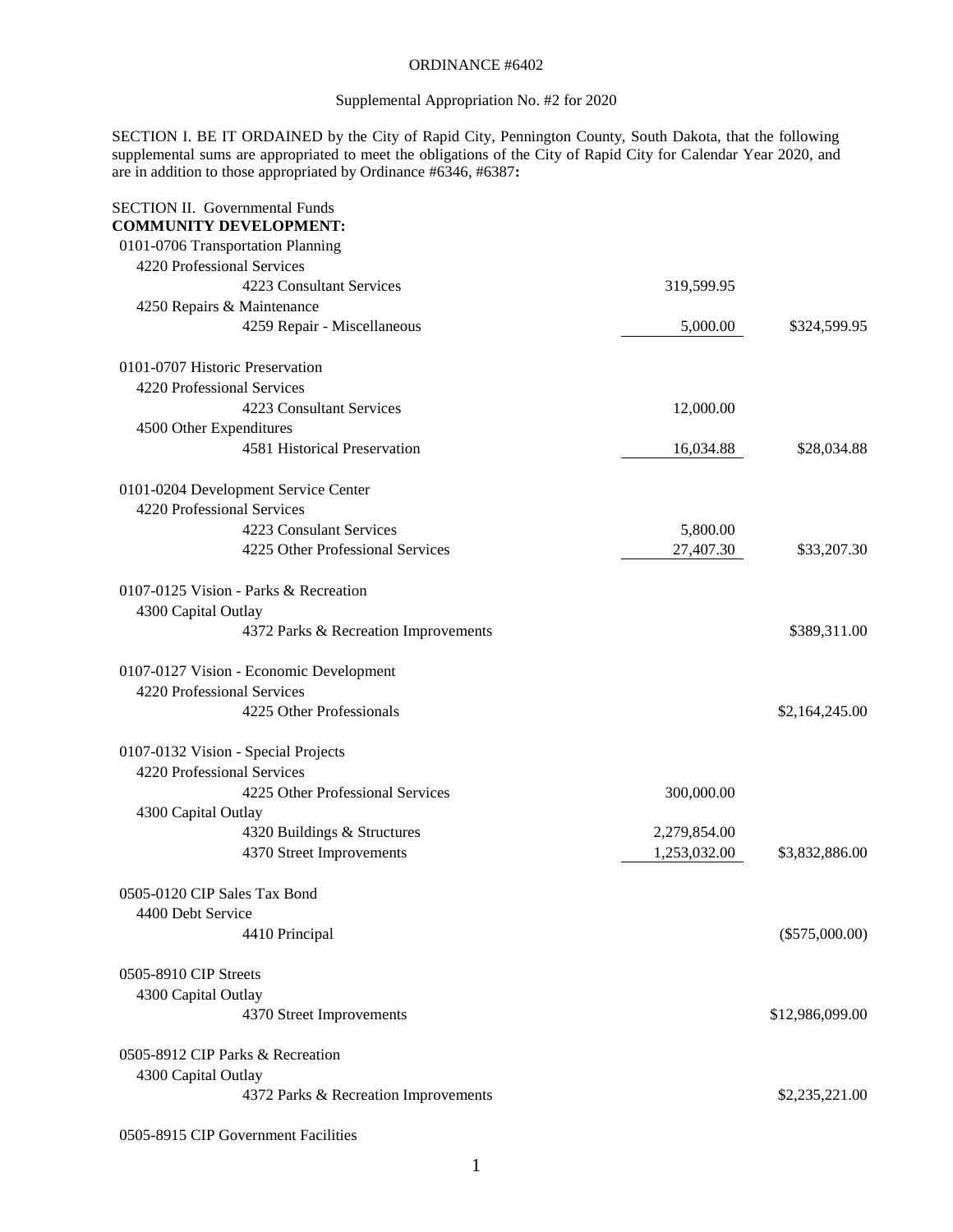ORDINANCE #6402

Supplemental Appropriation No. #2 for 2020

SECTION I. BE IT ORDAINED by the City of Rapid City, Pennington County, South Dakota, that the following supplemental sums are appropriated to meet the obligations of the City of Rapid City for Calendar Year 2020, and are in addition to those appropriated by Ordinance #6346, #6387**:**

SECTION II. Governmental Funds

**COMMUNITY DEVELOPMENT:**

| Account | Amount | Total |
|---|---|---|
| 0101-0706 Transportation Planning | | |
| 4220 Professional Services | | |
| 4223 Consultant Services | 319,599.95 | |
| 4250 Repairs & Maintenance | | |
| 4259 Repair - Miscellaneous | 5,000.00 | $324,599.95 |
| | | |
| 0101-0707 Historic Preservation | | |
| 4220 Professional Services | | |
| 4223 Consultant Services | 12,000.00 | |
| 4500 Other Expenditures | | |
| 4581 Historical Preservation | 16,034.88 | $28,034.88 |
| | | |
| 0101-0204 Development Service Center | | |
| 4220 Professional Services | | |
| 4223 Consultant Services | 5,800.00 | |
| 4225 Other Professional Services | 27,407.30 | $33,207.30 |
| | | |
| 0107-0125 Vision - Parks & Recreation | | |
| 4300 Capital Outlay | | |
| 4372 Parks & Recreation Improvements | | $389,311.00 |
| | | |
| 0107-0127 Vision - Economic Development | | |
| 4220 Professional Services | | |
| 4225 Other Professionals | | $2,164,245.00 |
| | | |
| 0107-0132 Vision - Special Projects | | |
| 4220 Professional Services | | |
| 4225 Other Professional Services | 300,000.00 | |
| 4300 Capital Outlay | | |
| 4320 Buildings & Structures | 2,279,854.00 | |
| 4370 Street Improvements | 1,253,032.00 | $3,832,886.00 |
| | | |
| 0505-0120 CIP Sales Tax Bond | | |
| 4400 Debt Service | | |
| 4410 Principal | | ($575,000.00) |
| | | |
| 0505-8910 CIP Streets | | |
| 4300 Capital Outlay | | |
| 4370 Street Improvements | | $12,986,099.00 |
| | | |
| 0505-8912 CIP Parks & Recreation | | |
| 4300 Capital Outlay | | |
| 4372 Parks & Recreation Improvements | | $2,235,221.00 |
| | | |
| 0505-8915 CIP Government Facilities | | |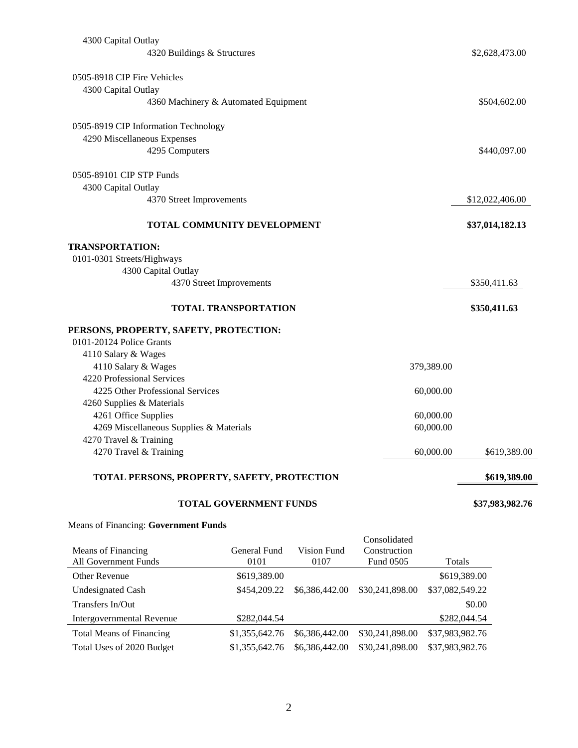4300 Capital Outlay

4320 Buildings & Structures — $2,628,473.00

0505-8918 CIP Fire Vehicles

4300 Capital Outlay

4360 Machinery & Automated Equipment — $504,602.00

0505-8919 CIP Information Technology

4290 Miscellaneous Expenses

4295 Computers — $440,097.00

0505-89101 CIP STP Funds

4300 Capital Outlay

4370 Street Improvements — $12,022,406.00

**TOTAL COMMUNITY DEVELOPMENT — $37,014,182.13**

**TRANSPORTATION:**

0101-0301 Streets/Highways

4300 Capital Outlay

4370 Street Improvements — $350,411.63

**TOTAL TRANSPORTATION — $350,411.63**

**PERSONS, PROPERTY, SAFETY, PROTECTION:**

0101-20124 Police Grants

| | | |
|---|---|---|
| 4110 Salary & Wages | | |
| 4110 Salary & Wages | 379,389.00 | |
| 4220 Professional Services | | |
| 4225 Other Professional Services | 60,000.00 | |
| 4260 Supplies & Materials | | |
| 4261 Office Supplies | 60,000.00 | |
| 4269 Miscellaneous Supplies & Materials | 60,000.00 | |
| 4270 Travel & Training | | |
| 4270 Travel & Training | 60,000.00 | $619,389.00 |

**TOTAL PERSONS, PROPERTY, SAFETY, PROTECTION — $619,389.00**

**TOTAL GOVERNMENT FUNDS — $37,983,982.76**

Means of Financing: **Government Funds**

| Means of Financing All Government Funds | General Fund 0101 | Vision Fund 0107 | Consolidated Construction Fund 0505 | Totals |
|---|---|---|---|---|
| Other Revenue | $619,389.00 | | | $619,389.00 |
| Undesignated Cash | $454,209.22 | $6,386,442.00 | $30,241,898.00 | $37,082,549.22 |
| Transfers In/Out | | | | $0.00 |
| Intergovernmental Revenue | $282,044.54 | | | $282,044.54 |
| Total Means of Financing | $1,355,642.76 | $6,386,442.00 | $30,241,898.00 | $37,983,982.76 |
| Total Uses of 2020 Budget | $1,355,642.76 | $6,386,442.00 | $30,241,898.00 | $37,983,982.76 |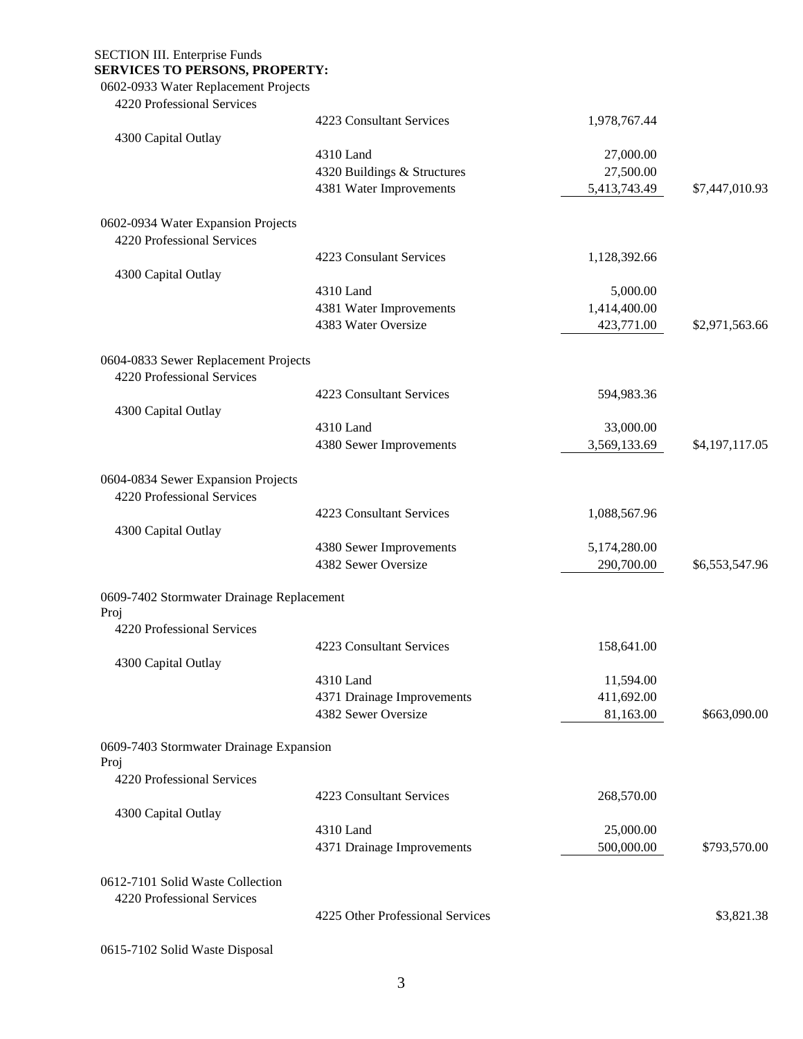SECTION III. Enterprise Funds

**SERVICES TO PERSONS, PROPERTY:**

| | | | |
|---|---|---|---|
| 0602-0933 Water Replacement Projects | | | |
| 4220 Professional Services | | | |
| | 4223 Consultant Services | 1,978,767.44 | |
| 4300 Capital Outlay | | | |
| | 4310 Land | 27,000.00 | |
| | 4320 Buildings & Structures | 27,500.00 | |
| | 4381 Water Improvements | 5,413,743.49 | $7,447,010.93 |
| | | | |
| 0602-0934 Water Expansion Projects | | | |
| 4220 Professional Services | | | |
| | 4223 Consulant Services | 1,128,392.66 | |
| 4300 Capital Outlay | | | |
| | 4310 Land | 5,000.00 | |
| | 4381 Water Improvements | 1,414,400.00 | |
| | 4383 Water Oversize | 423,771.00 | $2,971,563.66 |
| | | | |
| 0604-0833 Sewer Replacement Projects | | | |
| 4220 Professional Services | | | |
| | 4223 Consultant Services | 594,983.36 | |
| 4300 Capital Outlay | | | |
| | 4310 Land | 33,000.00 | |
| | 4380 Sewer Improvements | 3,569,133.69 | $4,197,117.05 |
| | | | |
| 0604-0834 Sewer Expansion Projects | | | |
| 4220 Professional Services | | | |
| | 4223 Consultant Services | 1,088,567.96 | |
| 4300 Capital Outlay | | | |
| | 4380 Sewer Improvements | 5,174,280.00 | |
| | 4382 Sewer Oversize | 290,700.00 | $6,553,547.96 |
| | | | |
| 0609-7402 Stormwater Drainage Replacement Proj | | | |
| 4220 Professional Services | | | |
| | 4223 Consultant Services | 158,641.00 | |
| 4300 Capital Outlay | | | |
| | 4310 Land | 11,594.00 | |
| | 4371 Drainage Improvements | 411,692.00 | |
| | 4382 Sewer Oversize | 81,163.00 | $663,090.00 |
| | | | |
| 0609-7403 Stormwater Drainage Expansion Proj | | | |
| 4220 Professional Services | | | |
| | 4223 Consultant Services | 268,570.00 | |
| 4300 Capital Outlay | | | |
| | 4310 Land | 25,000.00 | |
| | 4371 Drainage Improvements | 500,000.00 | $793,570.00 |
| | | | |
| 0612-7101 Solid Waste Collection | | | |
| 4220 Professional Services | | | |
| | 4225 Other Professional Services | | $3,821.38 |
| | | | |
| 0615-7102 Solid Waste Disposal | | | |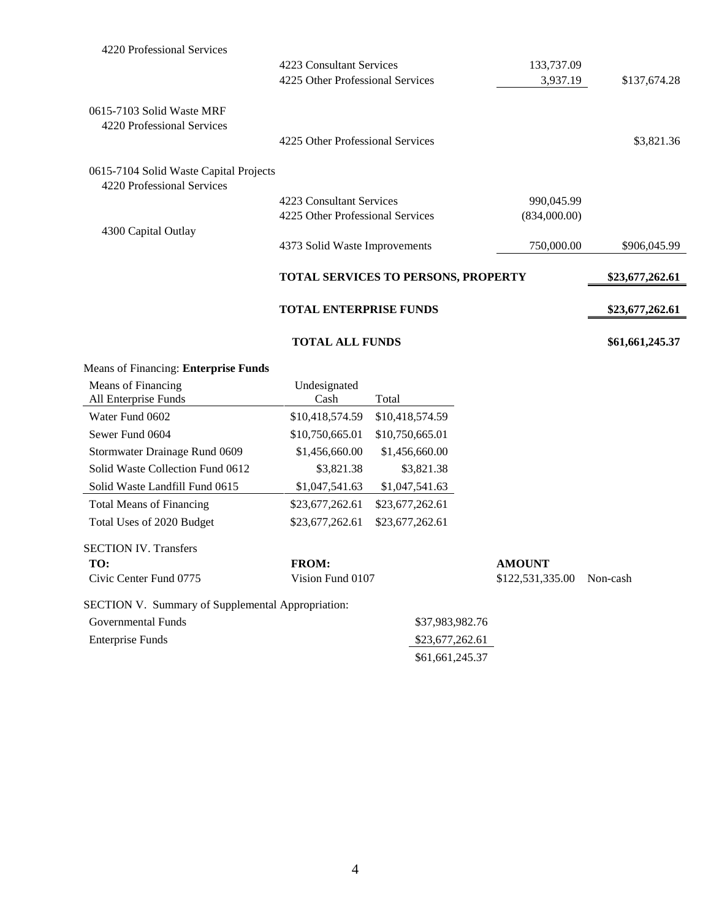| | | | |
|---|---|---|---|
| 4220 Professional Services | | | |
| | 4223 Consultant Services | 133,737.09 | |
| | 4225 Other Professional Services | 3,937.19 | $137,674.28 |
| 0615-7103 Solid Waste MRF | | | |
| 4220 Professional Services | | | |
| | 4225 Other Professional Services | | $3,821.36 |
| 0615-7104 Solid Waste Capital Projects | | | |
| 4220 Professional Services | | | |
| | 4223 Consultant Services | 990,045.99 | |
| | 4225 Other Professional Services | (834,000.00) | |
| 4300 Capital Outlay | | | |
| | 4373 Solid Waste Improvements | 750,000.00 | $906,045.99 |
| | **TOTAL SERVICES TO PERSONS, PROPERTY** | | **$23,677,262.61** |
| | **TOTAL ENTERPRISE FUNDS** | | **$23,677,262.61** |
| | **TOTAL ALL FUNDS** | | **$61,661,245.37** |

Means of Financing: **Enterprise Funds**

| Means of Financing All Enterprise Funds | Undesignated Cash | Total |
|---|---|---|
| Water Fund 0602 | $10,418,574.59 | $10,418,574.59 |
| Sewer Fund 0604 | $10,750,665.01 | $10,750,665.01 |
| Stormwater Drainage Rund 0609 | $1,456,660.00 | $1,456,660.00 |
| Solid Waste Collection Fund 0612 | $3,821.38 | $3,821.38 |
| Solid Waste Landfill Fund 0615 | $1,047,541.63 | $1,047,541.63 |
| Total Means of Financing | $23,677,262.61 | $23,677,262.61 |
| Total Uses of 2020 Budget | $23,677,262.61 | $23,677,262.61 |

SECTION IV. Transfers

| **TO:** | **FROM:** | **AMOUNT** | |
|---|---|---|---|
| Civic Center Fund 0775 | Vision Fund 0107 | $122,531,335.00 | Non-cash |

SECTION V. Summary of Supplemental Appropriation:

| | |
|---|---|
| Governmental Funds | $37,983,982.76 |
| Enterprise Funds | $23,677,262.61 |
| | $61,661,245.37 |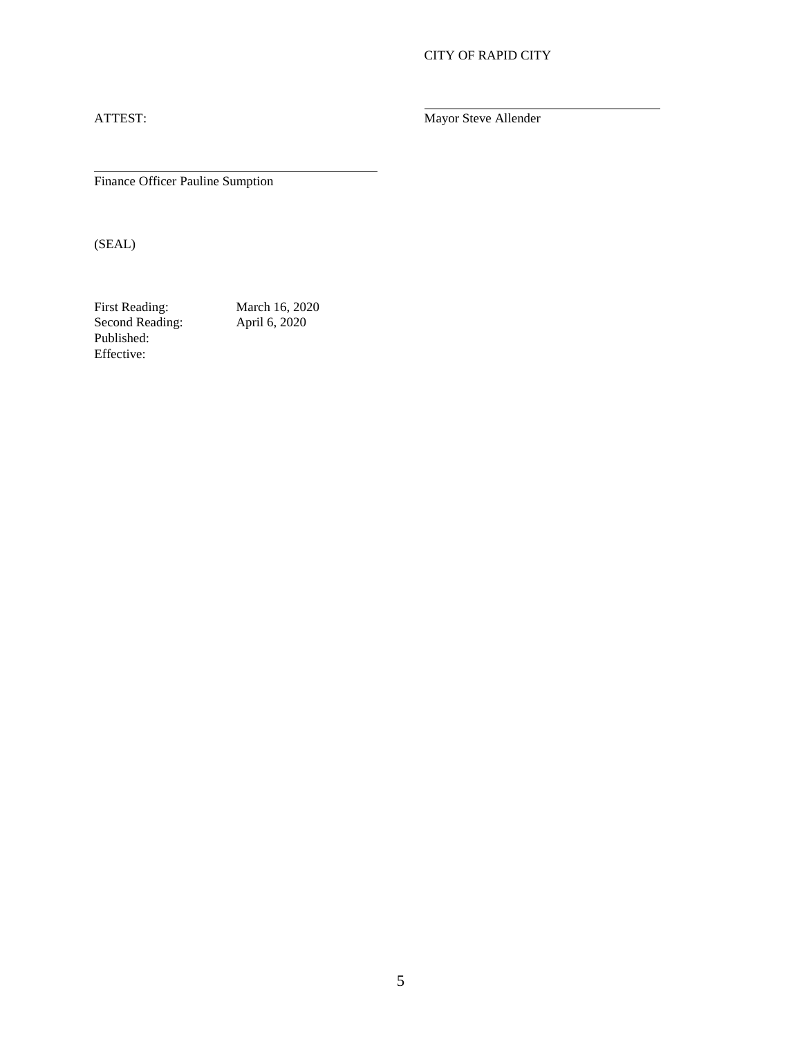CITY OF RAPID CITY

ATTEST:

_________________________________
Mayor Steve Allender

_________________________________
Finance Officer Pauline Sumption

(SEAL)

First Reading: March 16, 2020
Second Reading: April 6, 2020
Published:
Effective: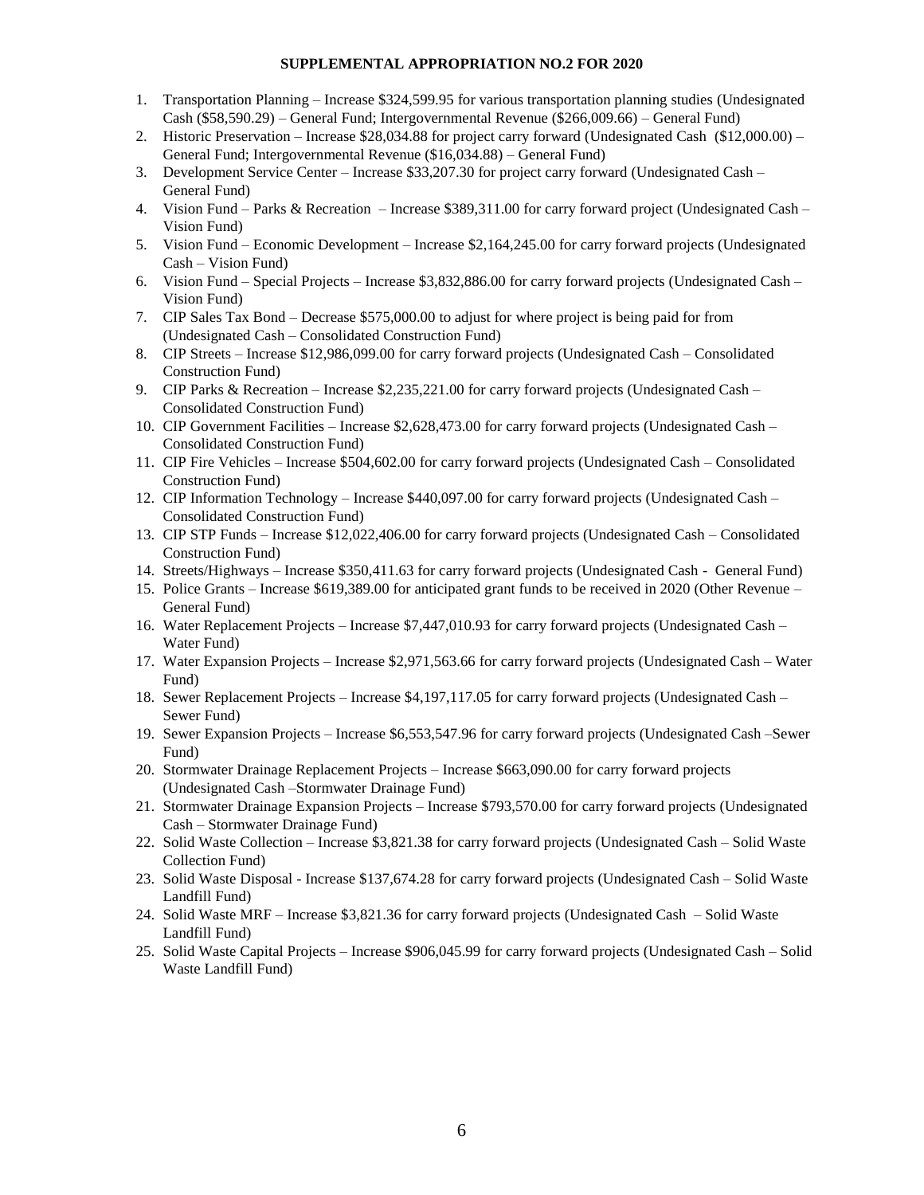**SUPPLEMENTAL APPROPRIATION NO.2 FOR 2020**

1. Transportation Planning – Increase $324,599.95 for various transportation planning studies (Undesignated Cash ($58,590.29) – General Fund; Intergovernmental Revenue ($266,009.66) – General Fund)
2. Historic Preservation – Increase $28,034.88 for project carry forward (Undesignated Cash ($12,000.00) – General Fund; Intergovernmental Revenue ($16,034.88) – General Fund)
3. Development Service Center – Increase $33,207.30 for project carry forward (Undesignated Cash – General Fund)
4. Vision Fund – Parks & Recreation – Increase $389,311.00 for carry forward project (Undesignated Cash – Vision Fund)
5. Vision Fund – Economic Development – Increase $2,164,245.00 for carry forward projects (Undesignated Cash – Vision Fund)
6. Vision Fund – Special Projects – Increase $3,832,886.00 for carry forward projects (Undesignated Cash – Vision Fund)
7. CIP Sales Tax Bond – Decrease $575,000.00 to adjust for where project is being paid for from (Undesignated Cash – Consolidated Construction Fund)
8. CIP Streets – Increase $12,986,099.00 for carry forward projects (Undesignated Cash – Consolidated Construction Fund)
9. CIP Parks & Recreation – Increase $2,235,221.00 for carry forward projects (Undesignated Cash – Consolidated Construction Fund)
10. CIP Government Facilities – Increase $2,628,473.00 for carry forward projects (Undesignated Cash – Consolidated Construction Fund)
11. CIP Fire Vehicles – Increase $504,602.00 for carry forward projects (Undesignated Cash – Consolidated Construction Fund)
12. CIP Information Technology – Increase $440,097.00 for carry forward projects (Undesignated Cash – Consolidated Construction Fund)
13. CIP STP Funds – Increase $12,022,406.00 for carry forward projects (Undesignated Cash – Consolidated Construction Fund)
14. Streets/Highways – Increase $350,411.63 for carry forward projects (Undesignated Cash - General Fund)
15. Police Grants – Increase $619,389.00 for anticipated grant funds to be received in 2020 (Other Revenue – General Fund)
16. Water Replacement Projects – Increase $7,447,010.93 for carry forward projects (Undesignated Cash – Water Fund)
17. Water Expansion Projects – Increase $2,971,563.66 for carry forward projects (Undesignated Cash – Water Fund)
18. Sewer Replacement Projects – Increase $4,197,117.05 for carry forward projects (Undesignated Cash – Sewer Fund)
19. Sewer Expansion Projects – Increase $6,553,547.96 for carry forward projects (Undesignated Cash –Sewer Fund)
20. Stormwater Drainage Replacement Projects – Increase $663,090.00 for carry forward projects (Undesignated Cash –Stormwater Drainage Fund)
21. Stormwater Drainage Expansion Projects – Increase $793,570.00 for carry forward projects (Undesignated Cash – Stormwater Drainage Fund)
22. Solid Waste Collection – Increase $3,821.38 for carry forward projects (Undesignated Cash – Solid Waste Collection Fund)
23. Solid Waste Disposal - Increase $137,674.28 for carry forward projects (Undesignated Cash – Solid Waste Landfill Fund)
24. Solid Waste MRF – Increase $3,821.36 for carry forward projects (Undesignated Cash – Solid Waste Landfill Fund)
25. Solid Waste Capital Projects – Increase $906,045.99 for carry forward projects (Undesignated Cash – Solid Waste Landfill Fund)